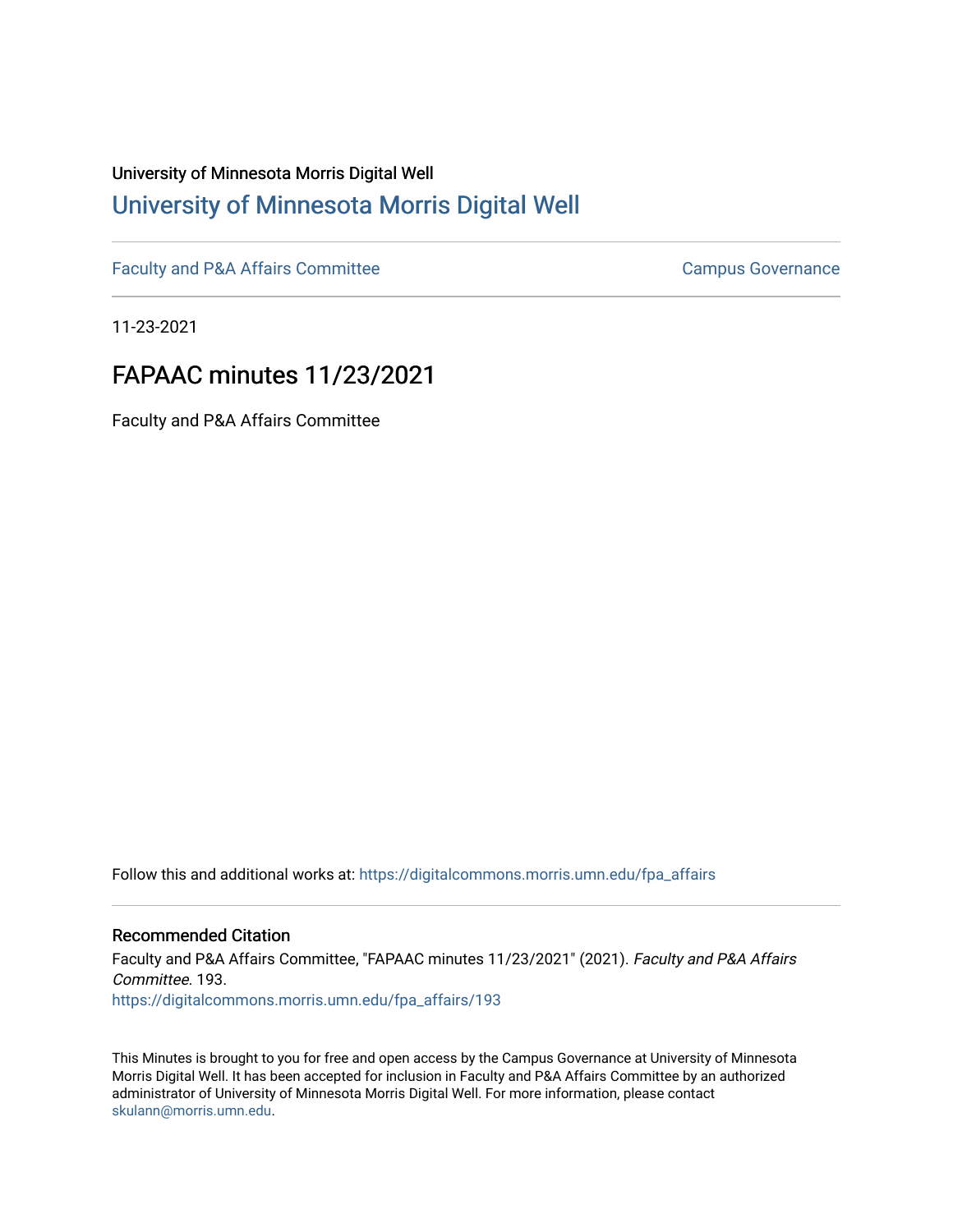University of Minnesota Morris Digital Well

# University of Minnesota Morris Digital Well

Faculty and P&A Affairs Committee | Campus Governance

11-23-2021

## FAPAAC minutes 11/23/2021

Faculty and P&A Affairs Committee

Follow this and additional works at: https://digitalcommons.morris.umn.edu/fpa_affairs

### Recommended Citation

Faculty and P&A Affairs Committee, "FAPAAC minutes 11/23/2021" (2021). *Faculty and P&A Affairs Committee*. 193.
https://digitalcommons.morris.umn.edu/fpa_affairs/193

This Minutes is brought to you for free and open access by the Campus Governance at University of Minnesota Morris Digital Well. It has been accepted for inclusion in Faculty and P&A Affairs Committee by an authorized administrator of University of Minnesota Morris Digital Well. For more information, please contact skulann@morris.umn.edu.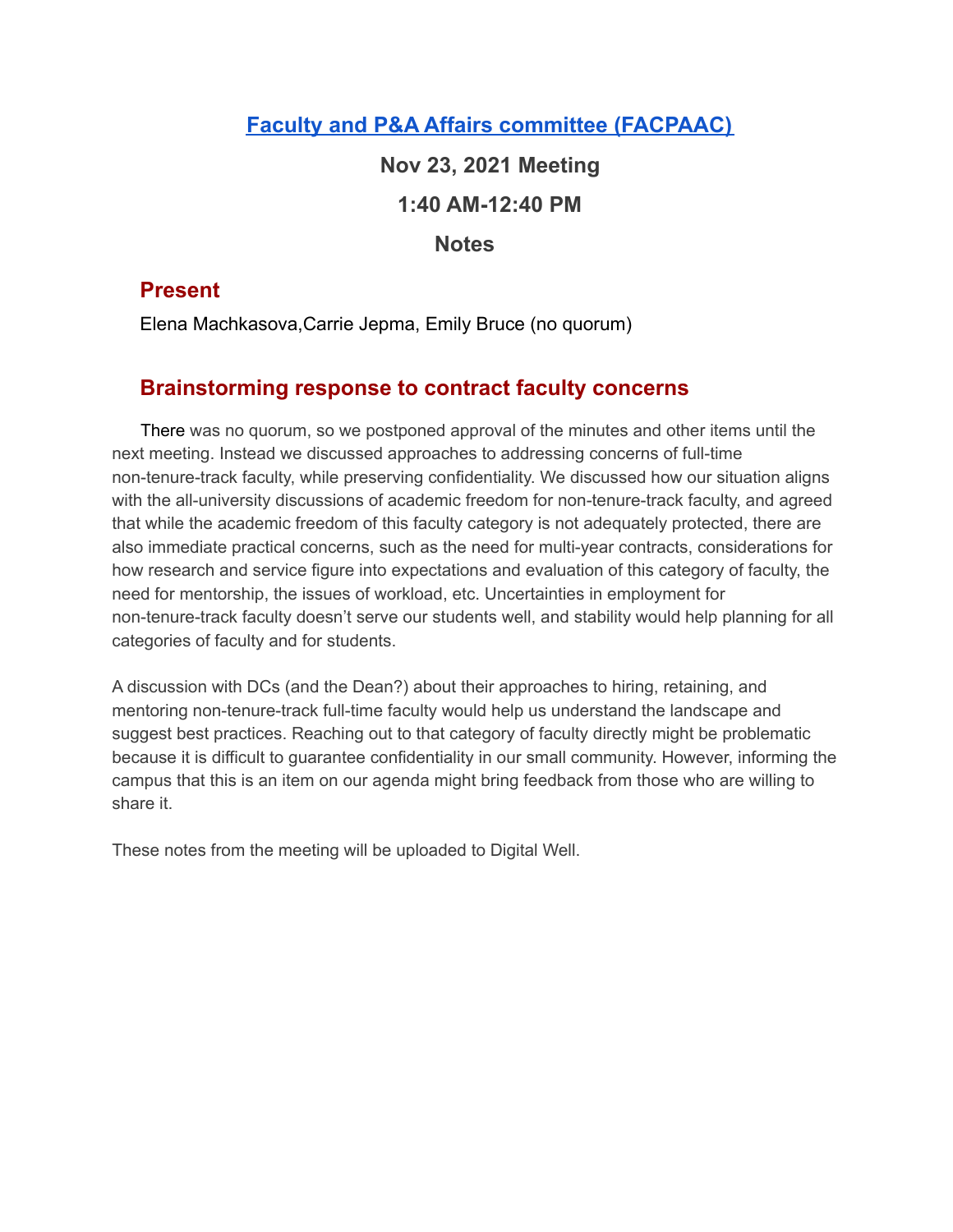# Faculty and P&A Affairs committee (FACPAAC)

## Nov 23, 2021 Meeting

## 1:40 AM-12:40 PM

## Notes

### Present

Elena Machkasova,Carrie Jepma, Emily Bruce (no quorum)

### Brainstorming response to contract faculty concerns

There was no quorum, so we postponed approval of the minutes and other items until the next meeting. Instead we discussed approaches to addressing concerns of full-time non-tenure-track faculty, while preserving confidentiality. We discussed how our situation aligns with the all-university discussions of academic freedom for non-tenure-track faculty, and agreed that while the academic freedom of this faculty category is not adequately protected, there are also immediate practical concerns, such as the need for multi-year contracts, considerations for how research and service figure into expectations and evaluation of this category of faculty, the need for mentorship, the issues of workload, etc. Uncertainties in employment for non-tenure-track faculty doesn't serve our students well, and stability would help planning for all categories of faculty and for students.

A discussion with DCs (and the Dean?) about their approaches to hiring, retaining, and mentoring non-tenure-track full-time faculty would help us understand the landscape and suggest best practices. Reaching out to that category of faculty directly might be problematic because it is difficult to guarantee confidentiality in our small community. However, informing the campus that this is an item on our agenda might bring feedback from those who are willing to share it.

These notes from the meeting will be uploaded to Digital Well.